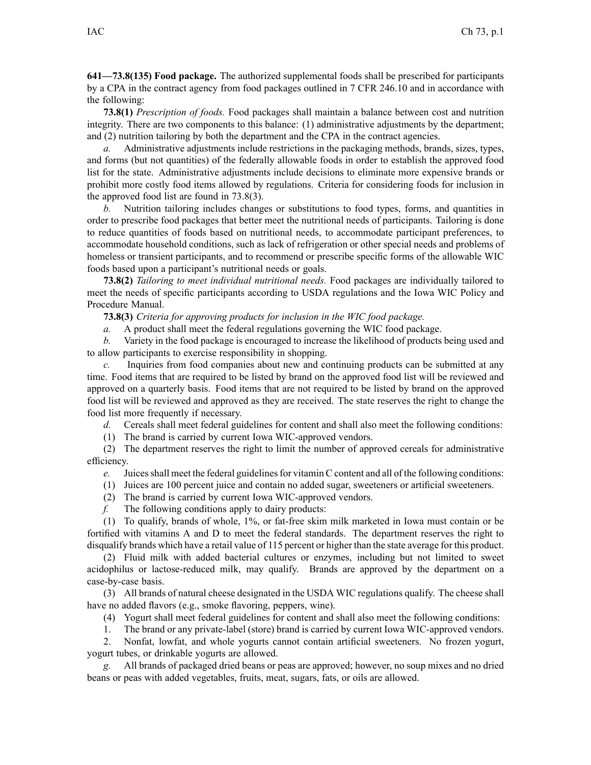**641—73.8(135) Food package.** The authorized supplemental foods shall be prescribed for participants by a CPA in the contract agency from food packages outlined in 7 CFR 246.10 and in accordance with the following:

**73.8(1)** *Prescription of foods.* Food packages shall maintain a balance between cost and nutrition integrity. There are two components to this balance: (1) administrative adjustments by the department; and (2) nutrition tailoring by both the department and the CPA in the contract agencies.

*a.* Administrative adjustments include restrictions in the packaging methods, brands, sizes, types, and forms (but not quantities) of the federally allowable foods in order to establish the approved food list for the state. Administrative adjustments include decisions to eliminate more expensive brands or prohibit more costly food items allowed by regulations. Criteria for considering foods for inclusion in the approved food list are found in 73.8(3).

*b.* Nutrition tailoring includes changes or substitutions to food types, forms, and quantities in order to prescribe food packages that better meet the nutritional needs of participants. Tailoring is done to reduce quantities of foods based on nutritional needs, to accommodate participant preferences, to accommodate household conditions, such as lack of refrigeration or other special needs and problems of homeless or transient participants, and to recommend or prescribe specific forms of the allowable WIC foods based upon a participant's nutritional needs or goals.

**73.8(2)** *Tailoring to meet individual nutritional needs.* Food packages are individually tailored to meet the needs of specific participants according to USDA regulations and the Iowa WIC Policy and Procedure Manual.

**73.8(3)** *Criteria for approving products for inclusion in the WIC food package.*

*a.* A product shall meet the federal regulations governing the WIC food package.

*b.* Variety in the food package is encouraged to increase the likelihood of products being used and to allow participants to exercise responsibility in shopping.

*c.* Inquiries from food companies about new and continuing products can be submitted at any time. Food items that are required to be listed by brand on the approved food list will be reviewed and approved on a quarterly basis. Food items that are not required to be listed by brand on the approved food list will be reviewed and approved as they are received. The state reserves the right to change the food list more frequently if necessary.

*d.* Cereals shall meet federal guidelines for content and shall also meet the following conditions:

(1) The brand is carried by current Iowa WIC-approved vendors.

(2) The department reserves the right to limit the number of approved cereals for administrative efficiency.

*e.* Juices shall meet the federal guidelines for vitamin C content and all of the following conditions:

(1) Juices are 100 percent juice and contain no added sugar, sweeteners or artificial sweeteners.

(2) The brand is carried by current Iowa WIC-approved vendors.

*f.* The following conditions apply to dairy products:

(1) To qualify, brands of whole, 1%, or fat-free skim milk marketed in Iowa must contain or be fortified with vitamins A and D to meet the federal standards. The department reserves the right to disqualify brands which have a retail value of 115 percent or higher than the state average for this product.

(2) Fluid milk with added bacterial cultures or enzymes, including but not limited to sweet acidophilus or lactose-reduced milk, may qualify. Brands are approved by the department on a case-by-case basis.

(3) All brands of natural cheese designated in the USDA WIC regulations qualify. The cheese shall have no added flavors (e.g., smoke flavoring, peppers, wine).

(4) Yogurt shall meet federal guidelines for content and shall also meet the following conditions:

1. The brand or any private-label (store) brand is carried by current Iowa WIC-approved vendors.

2. Nonfat, lowfat, and whole yogurts cannot contain artificial sweeteners. No frozen yogurt, yogurt tubes, or drinkable yogurts are allowed.

*g.* All brands of packaged dried beans or peas are approved; however, no soup mixes and no dried beans or peas with added vegetables, fruits, meat, sugars, fats, or oils are allowed.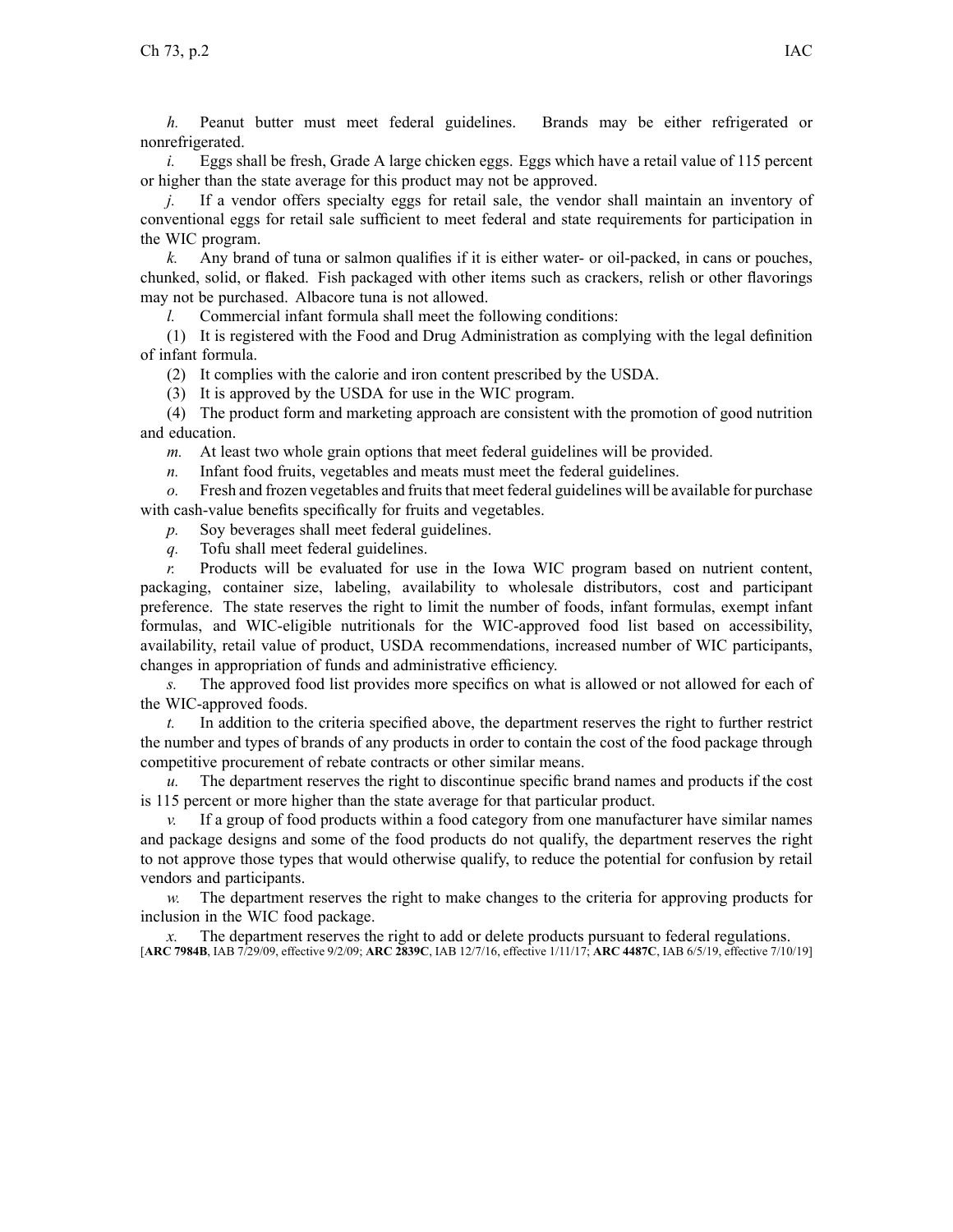*h.* Peanut butter must meet federal guidelines. Brands may be either refrigerated or nonrefrigerated.

*i.* Eggs shall be fresh, Grade A large chicken eggs. Eggs which have a retail value of 115 percent or higher than the state average for this product may not be approved.

*j.* If a vendor offers specialty eggs for retail sale, the vendor shall maintain an inventory of conventional eggs for retail sale sufficient to meet federal and state requirements for participation in the WIC program.

*k.* Any brand of tuna or salmon qualifies if it is either water- or oil-packed, in cans or pouches, chunked, solid, or flaked. Fish packaged with other items such as crackers, relish or other flavorings may not be purchased. Albacore tuna is not allowed.

*l.* Commercial infant formula shall meet the following conditions:

(1) It is registered with the Food and Drug Administration as complying with the legal definition of infant formula.

(2) It complies with the calorie and iron content prescribed by the USDA.

(3) It is approved by the USDA for use in the WIC program.

(4) The product form and marketing approach are consistent with the promotion of good nutrition and education.

*m.* At least two whole grain options that meet federal guidelines will be provided.

*n.* Infant food fruits, vegetables and meats must meet the federal guidelines.

*o.* Fresh and frozen vegetables and fruits that meet federal guidelines will be available for purchase with cash-value benefits specifically for fruits and vegetables.

*p.* Soy beverages shall meet federal guidelines.

*q.* Tofu shall meet federal guidelines.

*r.* Products will be evaluated for use in the Iowa WIC program based on nutrient content, packaging, container size, labeling, availability to wholesale distributors, cost and participant preference. The state reserves the right to limit the number of foods, infant formulas, exempt infant formulas, and WIC-eligible nutritionals for the WIC-approved food list based on accessibility, availability, retail value of product, USDA recommendations, increased number of WIC participants, changes in appropriation of funds and administrative efficiency.

*s.* The approved food list provides more specifics on what is allowed or not allowed for each of the WIC-approved foods.

*t.* In addition to the criteria specified above, the department reserves the right to further restrict the number and types of brands of any products in order to contain the cost of the food package through competitive procurement of rebate contracts or other similar means.

*u.* The department reserves the right to discontinue specific brand names and products if the cost is 115 percent or more higher than the state average for that particular product.

*v.* If a group of food products within a food category from one manufacturer have similar names and package designs and some of the food products do not qualify, the department reserves the right to not approve those types that would otherwise qualify, to reduce the potential for confusion by retail vendors and participants.

*w.* The department reserves the right to make changes to the criteria for approving products for inclusion in the WIC food package.

*x.* The department reserves the right to add or delete products pursuant to federal regulations.

[**ARC 7984B**, IAB 7/29/09, effective 9/2/09; **ARC 2839C**, IAB 12/7/16, effective 1/11/17; **ARC 4487C**, IAB 6/5/19, effective 7/10/19]